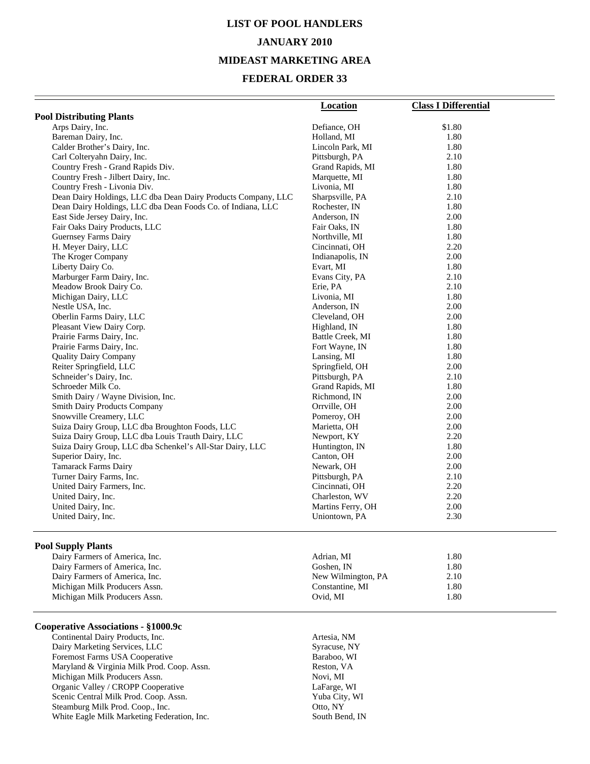# LIST OF POOL HANDLERS

## JANUARY 2010

## MIDEAST MARKETING AREA

## FEDERAL ORDER 33

| | Location | Class I Differential |
|---|---|---|
| **Pool Distributing Plants** | | |
| Arps Dairy, Inc. | Defiance, OH | $1.80 |
| Bareman Dairy, Inc. | Holland, MI | 1.80 |
| Calder Brother's Dairy, Inc. | Lincoln Park, MI | 1.80 |
| Carl Colteryahn Dairy, Inc. | Pittsburgh, PA | 2.10 |
| Country Fresh - Grand Rapids Div. | Grand Rapids, MI | 1.80 |
| Country Fresh - Jilbert Dairy, Inc. | Marquette, MI | 1.80 |
| Country Fresh - Livonia Div. | Livonia, MI | 1.80 |
| Dean Dairy Holdings, LLC dba Dean Dairy Products Company, LLC | Sharpsville, PA | 2.10 |
| Dean Dairy Holdings, LLC dba Dean Foods Co. of Indiana, LLC | Rochester, IN | 1.80 |
| East Side Jersey Dairy, Inc. | Anderson, IN | 2.00 |
| Fair Oaks Dairy Products, LLC | Fair Oaks, IN | 1.80 |
| Guernsey Farms Dairy | Northville, MI | 1.80 |
| H. Meyer Dairy, LLC | Cincinnati, OH | 2.20 |
| The Kroger Company | Indianapolis, IN | 2.00 |
| Liberty Dairy Co. | Evart, MI | 1.80 |
| Marburger Farm Dairy, Inc. | Evans City, PA | 2.10 |
| Meadow Brook Dairy Co. | Erie, PA | 2.10 |
| Michigan Dairy, LLC | Livonia, MI | 1.80 |
| Nestle USA, Inc. | Anderson, IN | 2.00 |
| Oberlin Farms Dairy, LLC | Cleveland, OH | 2.00 |
| Pleasant View Dairy Corp. | Highland, IN | 1.80 |
| Prairie Farms Dairy, Inc. | Battle Creek, MI | 1.80 |
| Prairie Farms Dairy, Inc. | Fort Wayne, IN | 1.80 |
| Quality Dairy Company | Lansing, MI | 1.80 |
| Reiter Springfield, LLC | Springfield, OH | 2.00 |
| Schneider's Dairy, Inc. | Pittsburgh, PA | 2.10 |
| Schroeder Milk Co. | Grand Rapids, MI | 1.80 |
| Smith Dairy / Wayne Division, Inc. | Richmond, IN | 2.00 |
| Smith Dairy Products Company | Orrville, OH | 2.00 |
| Snowville Creamery, LLC | Pomeroy, OH | 2.00 |
| Suiza Dairy Group, LLC dba Broughton Foods, LLC | Marietta, OH | 2.00 |
| Suiza Dairy Group, LLC dba Louis Trauth Dairy, LLC | Newport, KY | 2.20 |
| Suiza Dairy Group, LLC dba Schenkel's All-Star Dairy, LLC | Huntington, IN | 1.80 |
| Superior Dairy, Inc. | Canton, OH | 2.00 |
| Tamarack Farms Dairy | Newark, OH | 2.00 |
| Turner Dairy Farms, Inc. | Pittsburgh, PA | 2.10 |
| United Dairy Farmers, Inc. | Cincinnati, OH | 2.20 |
| United Dairy, Inc. | Charleston, WV | 2.20 |
| United Dairy, Inc. | Martins Ferry, OH | 2.00 |
| United Dairy, Inc. | Uniontown, PA | 2.30 |
| **Pool Supply Plants** | | |
| Dairy Farmers of America, Inc. | Adrian, MI | 1.80 |
| Dairy Farmers of America, Inc. | Goshen, IN | 1.80 |
| Dairy Farmers of America, Inc. | New Wilmington, PA | 2.10 |
| Michigan Milk Producers Assn. | Constantine, MI | 1.80 |
| Michigan Milk Producers Assn. | Ovid, MI | 1.80 |
| **Cooperative Associations - §1000.9c** | | |
| Continental Dairy Products, Inc. | Artesia, NM | |
| Dairy Marketing Services, LLC | Syracuse, NY | |
| Foremost Farms USA Cooperative | Baraboo, WI | |
| Maryland & Virginia Milk Prod. Coop. Assn. | Reston, VA | |
| Michigan Milk Producers Assn. | Novi, MI | |
| Organic Valley / CROPP Cooperative | LaFarge, WI | |
| Scenic Central Milk Prod. Coop. Assn. | Yuba City, WI | |
| Steamburg Milk Prod. Coop., Inc. | Otto, NY | |
| White Eagle Milk Marketing Federation, Inc. | South Bend, IN | |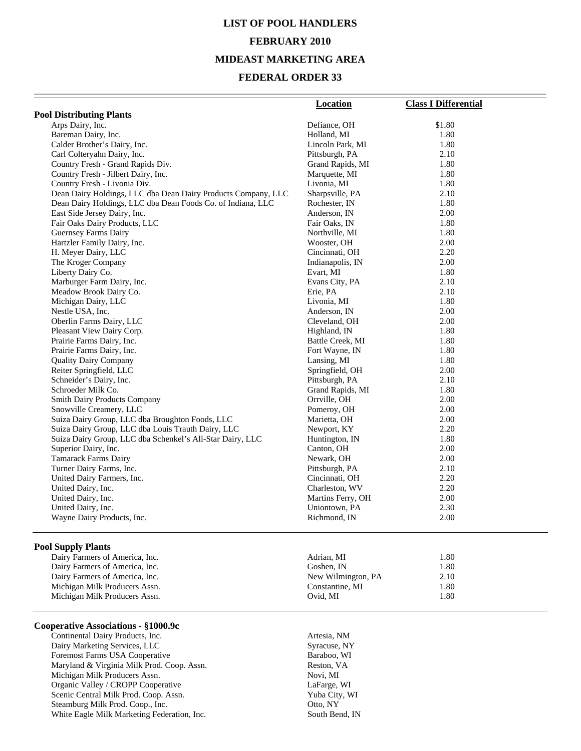# LIST OF POOL HANDLERS

## FEBRUARY 2010

## MIDEAST MARKETING AREA

## FEDERAL ORDER 33

| | Location | Class I Differential |
|---|---|---|
| **Pool Distributing Plants** | | |
| Arps Dairy, Inc. | Defiance, OH | $1.80 |
| Bareman Dairy, Inc. | Holland, MI | 1.80 |
| Calder Brother's Dairy, Inc. | Lincoln Park, MI | 1.80 |
| Carl Colteryahn Dairy, Inc. | Pittsburgh, PA | 2.10 |
| Country Fresh - Grand Rapids Div. | Grand Rapids, MI | 1.80 |
| Country Fresh - Jilbert Dairy, Inc. | Marquette, MI | 1.80 |
| Country Fresh - Livonia Div. | Livonia, MI | 1.80 |
| Dean Dairy Holdings, LLC dba Dean Dairy Products Company, LLC | Sharpsville, PA | 2.10 |
| Dean Dairy Holdings, LLC dba Dean Foods Co. of Indiana, LLC | Rochester, IN | 1.80 |
| East Side Jersey Dairy, Inc. | Anderson, IN | 2.00 |
| Fair Oaks Dairy Products, LLC | Fair Oaks, IN | 1.80 |
| Guernsey Farms Dairy | Northville, MI | 1.80 |
| Hartzler Family Dairy, Inc. | Wooster, OH | 2.00 |
| H. Meyer Dairy, LLC | Cincinnati, OH | 2.20 |
| The Kroger Company | Indianapolis, IN | 2.00 |
| Liberty Dairy Co. | Evart, MI | 1.80 |
| Marburger Farm Dairy, Inc. | Evans City, PA | 2.10 |
| Meadow Brook Dairy Co. | Erie, PA | 2.10 |
| Michigan Dairy, LLC | Livonia, MI | 1.80 |
| Nestle USA, Inc. | Anderson, IN | 2.00 |
| Oberlin Farms Dairy, LLC | Cleveland, OH | 2.00 |
| Pleasant View Dairy Corp. | Highland, IN | 1.80 |
| Prairie Farms Dairy, Inc. | Battle Creek, MI | 1.80 |
| Prairie Farms Dairy, Inc. | Fort Wayne, IN | 1.80 |
| Quality Dairy Company | Lansing, MI | 1.80 |
| Reiter Springfield, LLC | Springfield, OH | 2.00 |
| Schneider's Dairy, Inc. | Pittsburgh, PA | 2.10 |
| Schroeder Milk Co. | Grand Rapids, MI | 1.80 |
| Smith Dairy Products Company | Orrville, OH | 2.00 |
| Snowville Creamery, LLC | Pomeroy, OH | 2.00 |
| Suiza Dairy Group, LLC dba Broughton Foods, LLC | Marietta, OH | 2.00 |
| Suiza Dairy Group, LLC dba Louis Trauth Dairy, LLC | Newport, KY | 2.20 |
| Suiza Dairy Group, LLC dba Schenkel's All-Star Dairy, LLC | Huntington, IN | 1.80 |
| Superior Dairy, Inc. | Canton, OH | 2.00 |
| Tamarack Farms Dairy | Newark, OH | 2.00 |
| Turner Dairy Farms, Inc. | Pittsburgh, PA | 2.10 |
| United Dairy Farmers, Inc. | Cincinnati, OH | 2.20 |
| United Dairy, Inc. | Charleston, WV | 2.20 |
| United Dairy, Inc. | Martins Ferry, OH | 2.00 |
| United Dairy, Inc. | Uniontown, PA | 2.30 |
| Wayne Dairy Products, Inc. | Richmond, IN | 2.00 |
| **Pool Supply Plants** | | |
| Dairy Farmers of America, Inc. | Adrian, MI | 1.80 |
| Dairy Farmers of America, Inc. | Goshen, IN | 1.80 |
| Dairy Farmers of America, Inc. | New Wilmington, PA | 2.10 |
| Michigan Milk Producers Assn. | Constantine, MI | 1.80 |
| Michigan Milk Producers Assn. | Ovid, MI | 1.80 |
| **Cooperative Associations - §1000.9c** | | |
| Continental Dairy Products, Inc. | Artesia, NM | |
| Dairy Marketing Services, LLC | Syracuse, NY | |
| Foremost Farms USA Cooperative | Baraboo, WI | |
| Maryland & Virginia Milk Prod. Coop. Assn. | Reston, VA | |
| Michigan Milk Producers Assn. | Novi, MI | |
| Organic Valley / CROPP Cooperative | LaFarge, WI | |
| Scenic Central Milk Prod. Coop. Assn. | Yuba City, WI | |
| Steamburg Milk Prod. Coop., Inc. | Otto, NY | |
| White Eagle Milk Marketing Federation, Inc. | South Bend, IN | |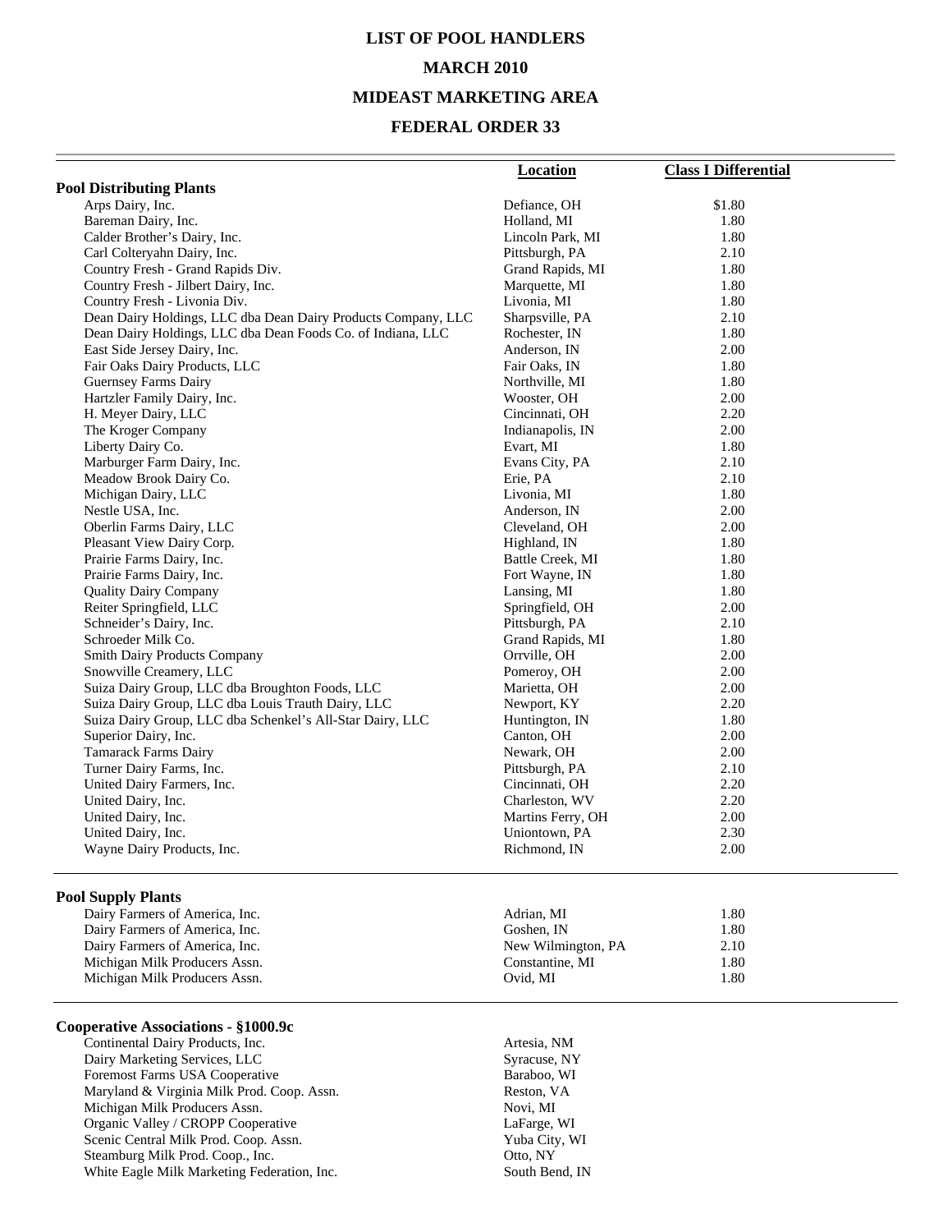# LIST OF POOL HANDLERS

# MARCH 2010

# MIDEAST MARKETING AREA

# FEDERAL ORDER 33

| | Location | Class I Differential |
|---|---|---|
| **Pool Distributing Plants** | | |
| Arps Dairy, Inc. | Defiance, OH | $1.80 |
| Bareman Dairy, Inc. | Holland, MI | 1.80 |
| Calder Brother's Dairy, Inc. | Lincoln Park, MI | 1.80 |
| Carl Colteryahn Dairy, Inc. | Pittsburgh, PA | 2.10 |
| Country Fresh - Grand Rapids Div. | Grand Rapids, MI | 1.80 |
| Country Fresh - Jilbert Dairy, Inc. | Marquette, MI | 1.80 |
| Country Fresh - Livonia Div. | Livonia, MI | 1.80 |
| Dean Dairy Holdings, LLC dba Dean Dairy Products Company, LLC | Sharpsville, PA | 2.10 |
| Dean Dairy Holdings, LLC dba Dean Foods Co. of Indiana, LLC | Rochester, IN | 1.80 |
| East Side Jersey Dairy, Inc. | Anderson, IN | 2.00 |
| Fair Oaks Dairy Products, LLC | Fair Oaks, IN | 1.80 |
| Guernsey Farms Dairy | Northville, MI | 1.80 |
| Hartzler Family Dairy, Inc. | Wooster, OH | 2.00 |
| H. Meyer Dairy, LLC | Cincinnati, OH | 2.20 |
| The Kroger Company | Indianapolis, IN | 2.00 |
| Liberty Dairy Co. | Evart, MI | 1.80 |
| Marburger Farm Dairy, Inc. | Evans City, PA | 2.10 |
| Meadow Brook Dairy Co. | Erie, PA | 2.10 |
| Michigan Dairy, LLC | Livonia, MI | 1.80 |
| Nestle USA, Inc. | Anderson, IN | 2.00 |
| Oberlin Farms Dairy, LLC | Cleveland, OH | 2.00 |
| Pleasant View Dairy Corp. | Highland, IN | 1.80 |
| Prairie Farms Dairy, Inc. | Battle Creek, MI | 1.80 |
| Prairie Farms Dairy, Inc. | Fort Wayne, IN | 1.80 |
| Quality Dairy Company | Lansing, MI | 1.80 |
| Reiter Springfield, LLC | Springfield, OH | 2.00 |
| Schneider's Dairy, Inc. | Pittsburgh, PA | 2.10 |
| Schroeder Milk Co. | Grand Rapids, MI | 1.80 |
| Smith Dairy Products Company | Orrville, OH | 2.00 |
| Snowville Creamery, LLC | Pomeroy, OH | 2.00 |
| Suiza Dairy Group, LLC dba Broughton Foods, LLC | Marietta, OH | 2.00 |
| Suiza Dairy Group, LLC dba Louis Trauth Dairy, LLC | Newport, KY | 2.20 |
| Suiza Dairy Group, LLC dba Schenkel's All-Star Dairy, LLC | Huntington, IN | 1.80 |
| Superior Dairy, Inc. | Canton, OH | 2.00 |
| Tamarack Farms Dairy | Newark, OH | 2.00 |
| Turner Dairy Farms, Inc. | Pittsburgh, PA | 2.10 |
| United Dairy Farmers, Inc. | Cincinnati, OH | 2.20 |
| United Dairy, Inc. | Charleston, WV | 2.20 |
| United Dairy, Inc. | Martins Ferry, OH | 2.00 |
| United Dairy, Inc. | Uniontown, PA | 2.30 |
| Wayne Dairy Products, Inc. | Richmond, IN | 2.00 |
| **Pool Supply Plants** | | |
| Dairy Farmers of America, Inc. | Adrian, MI | 1.80 |
| Dairy Farmers of America, Inc. | Goshen, IN | 1.80 |
| Dairy Farmers of America, Inc. | New Wilmington, PA | 2.10 |
| Michigan Milk Producers Assn. | Constantine, MI | 1.80 |
| Michigan Milk Producers Assn. | Ovid, MI | 1.80 |
| **Cooperative Associations - §1000.9c** | | |
| Continental Dairy Products, Inc. | Artesia, NM | |
| Dairy Marketing Services, LLC | Syracuse, NY | |
| Foremost Farms USA Cooperative | Baraboo, WI | |
| Maryland & Virginia Milk Prod. Coop. Assn. | Reston, VA | |
| Michigan Milk Producers Assn. | Novi, MI | |
| Organic Valley / CROPP Cooperative | LaFarge, WI | |
| Scenic Central Milk Prod. Coop. Assn. | Yuba City, WI | |
| Steamburg Milk Prod. Coop., Inc. | Otto, NY | |
| White Eagle Milk Marketing Federation, Inc. | South Bend, IN | |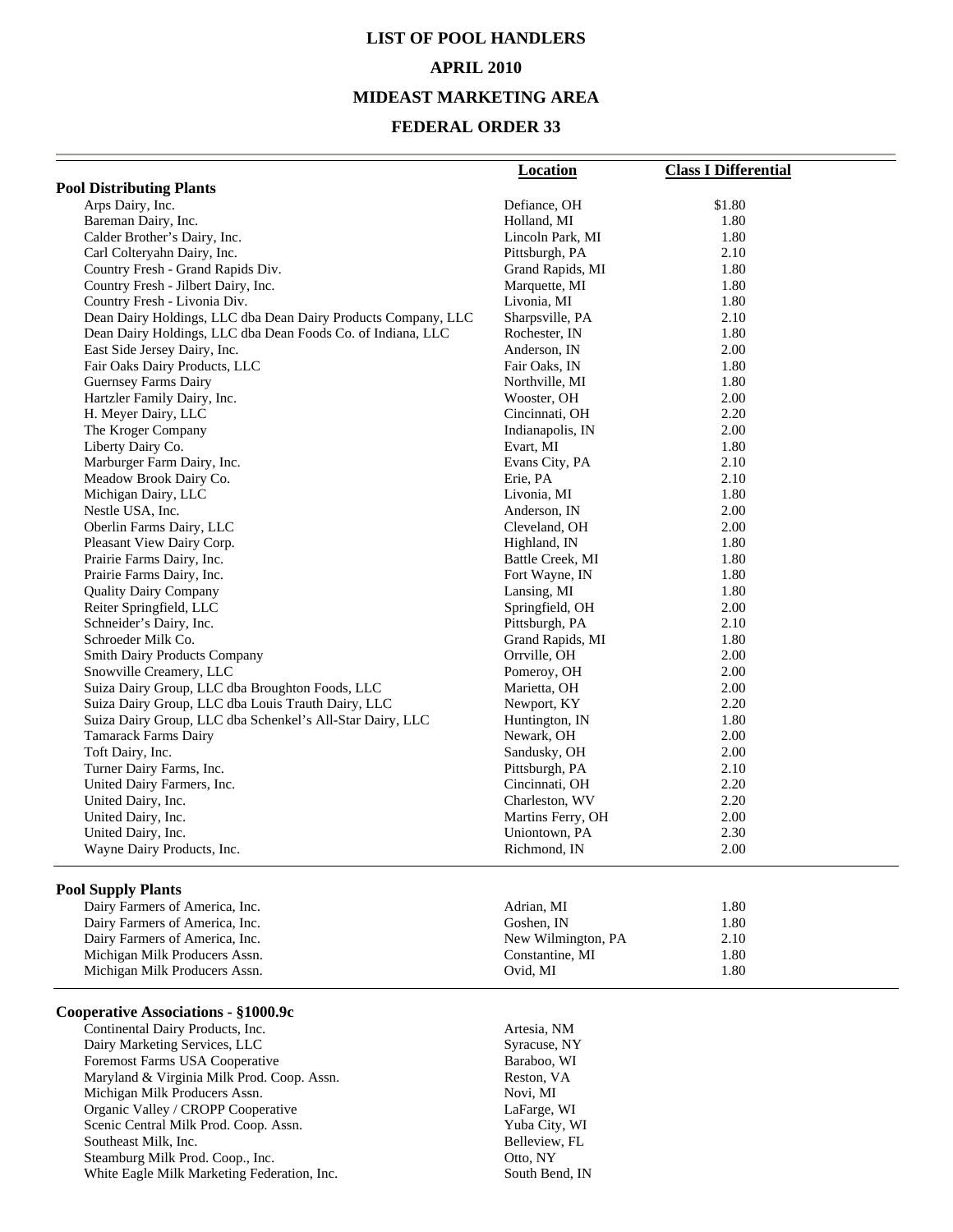# LIST OF POOL HANDLERS

## APRIL 2010

## MIDEAST MARKETING AREA

## FEDERAL ORDER 33

| | Location | Class I Differential |
|---|---|---|
| **Pool Distributing Plants** | | |
| Arps Dairy, Inc. | Defiance, OH | $1.80 |
| Bareman Dairy, Inc. | Holland, MI | 1.80 |
| Calder Brother's Dairy, Inc. | Lincoln Park, MI | 1.80 |
| Carl Colteryahn Dairy, Inc. | Pittsburgh, PA | 2.10 |
| Country Fresh - Grand Rapids Div. | Grand Rapids, MI | 1.80 |
| Country Fresh - Jilbert Dairy, Inc. | Marquette, MI | 1.80 |
| Country Fresh - Livonia Div. | Livonia, MI | 1.80 |
| Dean Dairy Holdings, LLC dba Dean Dairy Products Company, LLC | Sharpsville, PA | 2.10 |
| Dean Dairy Holdings, LLC dba Dean Foods Co. of Indiana, LLC | Rochester, IN | 1.80 |
| East Side Jersey Dairy, Inc. | Anderson, IN | 2.00 |
| Fair Oaks Dairy Products, LLC | Fair Oaks, IN | 1.80 |
| Guernsey Farms Dairy | Northville, MI | 1.80 |
| Hartzler Family Dairy, Inc. | Wooster, OH | 2.00 |
| H. Meyer Dairy, LLC | Cincinnati, OH | 2.20 |
| The Kroger Company | Indianapolis, IN | 2.00 |
| Liberty Dairy Co. | Evart, MI | 1.80 |
| Marburger Farm Dairy, Inc. | Evans City, PA | 2.10 |
| Meadow Brook Dairy Co. | Erie, PA | 2.10 |
| Michigan Dairy, LLC | Livonia, MI | 1.80 |
| Nestle USA, Inc. | Anderson, IN | 2.00 |
| Oberlin Farms Dairy, LLC | Cleveland, OH | 2.00 |
| Pleasant View Dairy Corp. | Highland, IN | 1.80 |
| Prairie Farms Dairy, Inc. | Battle Creek, MI | 1.80 |
| Prairie Farms Dairy, Inc. | Fort Wayne, IN | 1.80 |
| Quality Dairy Company | Lansing, MI | 1.80 |
| Reiter Springfield, LLC | Springfield, OH | 2.00 |
| Schneider's Dairy, Inc. | Pittsburgh, PA | 2.10 |
| Schroeder Milk Co. | Grand Rapids, MI | 1.80 |
| Smith Dairy Products Company | Orrville, OH | 2.00 |
| Snowville Creamery, LLC | Pomeroy, OH | 2.00 |
| Suiza Dairy Group, LLC dba Broughton Foods, LLC | Marietta, OH | 2.00 |
| Suiza Dairy Group, LLC dba Louis Trauth Dairy, LLC | Newport, KY | 2.20 |
| Suiza Dairy Group, LLC dba Schenkel's All-Star Dairy, LLC | Huntington, IN | 1.80 |
| Tamarack Farms Dairy | Newark, OH | 2.00 |
| Toft Dairy, Inc. | Sandusky, OH | 2.00 |
| Turner Dairy Farms, Inc. | Pittsburgh, PA | 2.10 |
| United Dairy Farmers, Inc. | Cincinnati, OH | 2.20 |
| United Dairy, Inc. | Charleston, WV | 2.20 |
| United Dairy, Inc. | Martins Ferry, OH | 2.00 |
| United Dairy, Inc. | Uniontown, PA | 2.30 |
| Wayne Dairy Products, Inc. | Richmond, IN | 2.00 |
| **Pool Supply Plants** | | |
| Dairy Farmers of America, Inc. | Adrian, MI | 1.80 |
| Dairy Farmers of America, Inc. | Goshen, IN | 1.80 |
| Dairy Farmers of America, Inc. | New Wilmington, PA | 2.10 |
| Michigan Milk Producers Assn. | Constantine, MI | 1.80 |
| Michigan Milk Producers Assn. | Ovid, MI | 1.80 |
| **Cooperative Associations - §1000.9c** | | |
| Continental Dairy Products, Inc. | Artesia, NM | |
| Dairy Marketing Services, LLC | Syracuse, NY | |
| Foremost Farms USA Cooperative | Baraboo, WI | |
| Maryland & Virginia Milk Prod. Coop. Assn. | Reston, VA | |
| Michigan Milk Producers Assn. | Novi, MI | |
| Organic Valley / CROPP Cooperative | LaFarge, WI | |
| Scenic Central Milk Prod. Coop. Assn. | Yuba City, WI | |
| Southeast Milk, Inc. | Belleview, FL | |
| Steamburg Milk Prod. Coop., Inc. | Otto, NY | |
| White Eagle Milk Marketing Federation, Inc. | South Bend, IN | |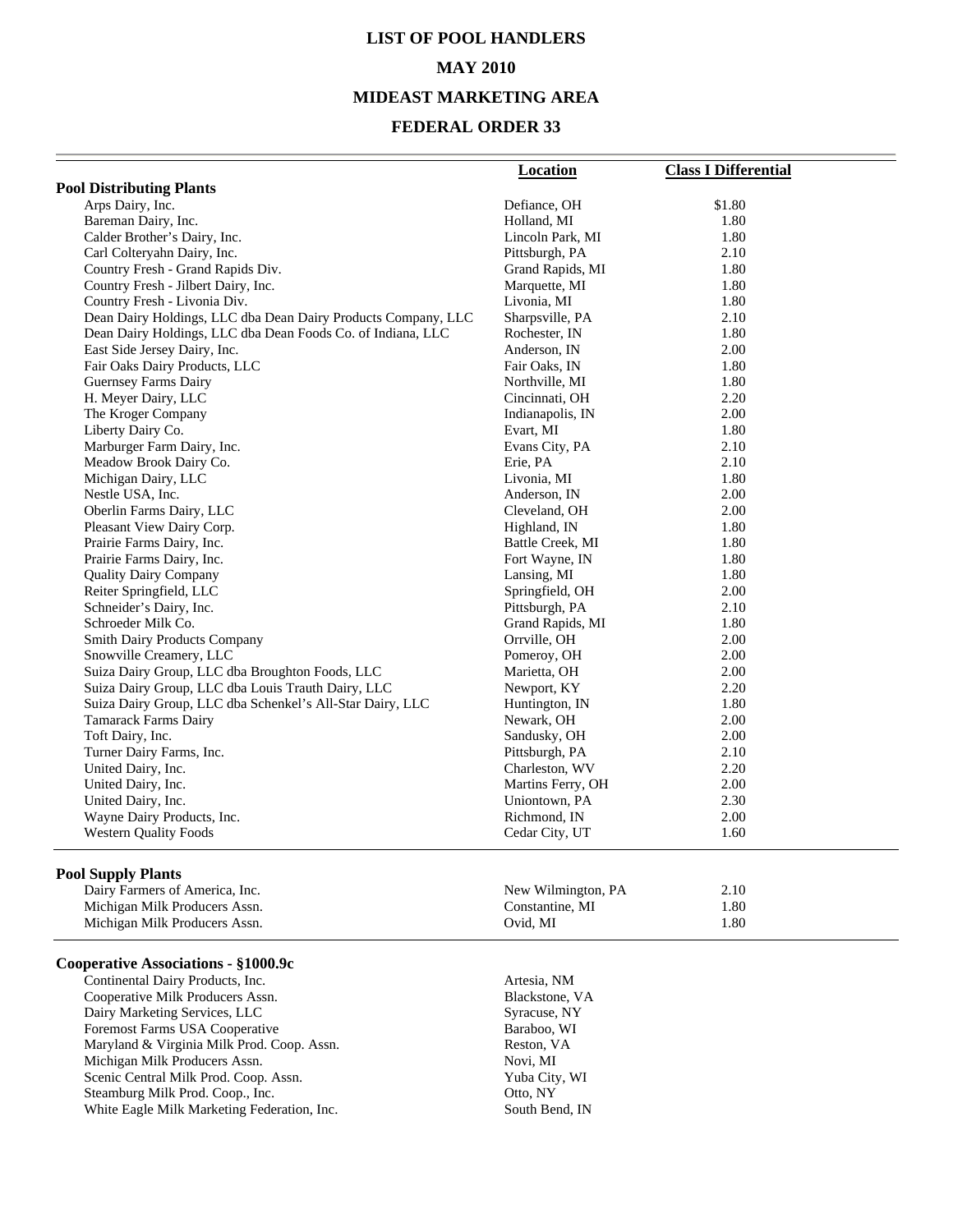# LIST OF POOL HANDLERS

## MAY 2010

## MIDEAST MARKETING AREA

## FEDERAL ORDER 33

| | Location | Class I Differential |
|---|---|---|
| **Pool Distributing Plants** | | |
| Arps Dairy, Inc. | Defiance, OH | $1.80 |
| Bareman Dairy, Inc. | Holland, MI | 1.80 |
| Calder Brother's Dairy, Inc. | Lincoln Park, MI | 1.80 |
| Carl Colteryahn Dairy, Inc. | Pittsburgh, PA | 2.10 |
| Country Fresh - Grand Rapids Div. | Grand Rapids, MI | 1.80 |
| Country Fresh - Jilbert Dairy, Inc. | Marquette, MI | 1.80 |
| Country Fresh - Livonia Div. | Livonia, MI | 1.80 |
| Dean Dairy Holdings, LLC dba Dean Dairy Products Company, LLC | Sharpsville, PA | 2.10 |
| Dean Dairy Holdings, LLC dba Dean Foods Co. of Indiana, LLC | Rochester, IN | 1.80 |
| East Side Jersey Dairy, Inc. | Anderson, IN | 2.00 |
| Fair Oaks Dairy Products, LLC | Fair Oaks, IN | 1.80 |
| Guernsey Farms Dairy | Northville, MI | 1.80 |
| H. Meyer Dairy, LLC | Cincinnati, OH | 2.20 |
| The Kroger Company | Indianapolis, IN | 2.00 |
| Liberty Dairy Co. | Evart, MI | 1.80 |
| Marburger Farm Dairy, Inc. | Evans City, PA | 2.10 |
| Meadow Brook Dairy Co. | Erie, PA | 2.10 |
| Michigan Dairy, LLC | Livonia, MI | 1.80 |
| Nestle USA, Inc. | Anderson, IN | 2.00 |
| Oberlin Farms Dairy, LLC | Cleveland, OH | 2.00 |
| Pleasant View Dairy Corp. | Highland, IN | 1.80 |
| Prairie Farms Dairy, Inc. | Battle Creek, MI | 1.80 |
| Prairie Farms Dairy, Inc. | Fort Wayne, IN | 1.80 |
| Quality Dairy Company | Lansing, MI | 1.80 |
| Reiter Springfield, LLC | Springfield, OH | 2.00 |
| Schneider's Dairy, Inc. | Pittsburgh, PA | 2.10 |
| Schroeder Milk Co. | Grand Rapids, MI | 1.80 |
| Smith Dairy Products Company | Orrville, OH | 2.00 |
| Snowville Creamery, LLC | Pomeroy, OH | 2.00 |
| Suiza Dairy Group, LLC dba Broughton Foods, LLC | Marietta, OH | 2.00 |
| Suiza Dairy Group, LLC dba Louis Trauth Dairy, LLC | Newport, KY | 2.20 |
| Suiza Dairy Group, LLC dba Schenkel's All-Star Dairy, LLC | Huntington, IN | 1.80 |
| Tamarack Farms Dairy | Newark, OH | 2.00 |
| Toft Dairy, Inc. | Sandusky, OH | 2.00 |
| Turner Dairy Farms, Inc. | Pittsburgh, PA | 2.10 |
| United Dairy, Inc. | Charleston, WV | 2.20 |
| United Dairy, Inc. | Martins Ferry, OH | 2.00 |
| United Dairy, Inc. | Uniontown, PA | 2.30 |
| Wayne Dairy Products, Inc. | Richmond, IN | 2.00 |
| Western Quality Foods | Cedar City, UT | 1.60 |
| **Pool Supply Plants** | | |
| Dairy Farmers of America, Inc. | New Wilmington, PA | 2.10 |
| Michigan Milk Producers Assn. | Constantine, MI | 1.80 |
| Michigan Milk Producers Assn. | Ovid, MI | 1.80 |
| **Cooperative Associations - §1000.9c** | | |
| Continental Dairy Products, Inc. | Artesia, NM | |
| Cooperative Milk Producers Assn. | Blackstone, VA | |
| Dairy Marketing Services, LLC | Syracuse, NY | |
| Foremost Farms USA Cooperative | Baraboo, WI | |
| Maryland & Virginia Milk Prod. Coop. Assn. | Reston, VA | |
| Michigan Milk Producers Assn. | Novi, MI | |
| Scenic Central Milk Prod. Coop. Assn. | Yuba City, WI | |
| Steamburg Milk Prod. Coop., Inc. | Otto, NY | |
| White Eagle Milk Marketing Federation, Inc. | South Bend, IN | |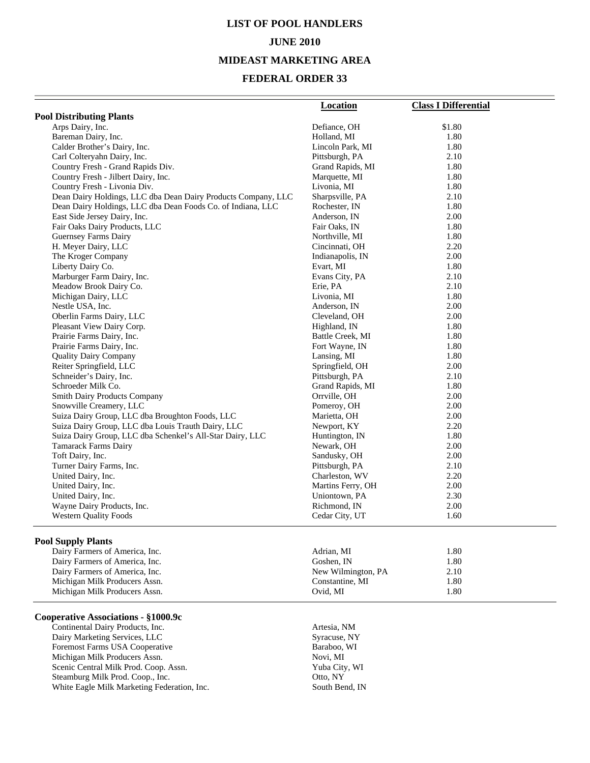# LIST OF POOL HANDLERS

## JUNE 2010

## MIDEAST MARKETING AREA

## FEDERAL ORDER 33

| | Location | Class I Differential |
|---|---|---|
| **Pool Distributing Plants** | | |
| Arps Dairy, Inc. | Defiance, OH | $1.80 |
| Bareman Dairy, Inc. | Holland, MI | 1.80 |
| Calder Brother's Dairy, Inc. | Lincoln Park, MI | 1.80 |
| Carl Colteryahn Dairy, Inc. | Pittsburgh, PA | 2.10 |
| Country Fresh - Grand Rapids Div. | Grand Rapids, MI | 1.80 |
| Country Fresh - Jilbert Dairy, Inc. | Marquette, MI | 1.80 |
| Country Fresh - Livonia Div. | Livonia, MI | 1.80 |
| Dean Dairy Holdings, LLC dba Dean Dairy Products Company, LLC | Sharpsville, PA | 2.10 |
| Dean Dairy Holdings, LLC dba Dean Foods Co. of Indiana, LLC | Rochester, IN | 1.80 |
| East Side Jersey Dairy, Inc. | Anderson, IN | 2.00 |
| Fair Oaks Dairy Products, LLC | Fair Oaks, IN | 1.80 |
| Guernsey Farms Dairy | Northville, MI | 1.80 |
| H. Meyer Dairy, LLC | Cincinnati, OH | 2.20 |
| The Kroger Company | Indianapolis, IN | 2.00 |
| Liberty Dairy Co. | Evart, MI | 1.80 |
| Marburger Farm Dairy, Inc. | Evans City, PA | 2.10 |
| Meadow Brook Dairy Co. | Erie, PA | 2.10 |
| Michigan Dairy, LLC | Livonia, MI | 1.80 |
| Nestle USA, Inc. | Anderson, IN | 2.00 |
| Oberlin Farms Dairy, LLC | Cleveland, OH | 2.00 |
| Pleasant View Dairy Corp. | Highland, IN | 1.80 |
| Prairie Farms Dairy, Inc. | Battle Creek, MI | 1.80 |
| Prairie Farms Dairy, Inc. | Fort Wayne, IN | 1.80 |
| Quality Dairy Company | Lansing, MI | 1.80 |
| Reiter Springfield, LLC | Springfield, OH | 2.00 |
| Schneider's Dairy, Inc. | Pittsburgh, PA | 2.10 |
| Schroeder Milk Co. | Grand Rapids, MI | 1.80 |
| Smith Dairy Products Company | Orrville, OH | 2.00 |
| Snowville Creamery, LLC | Pomeroy, OH | 2.00 |
| Suiza Dairy Group, LLC dba Broughton Foods, LLC | Marietta, OH | 2.00 |
| Suiza Dairy Group, LLC dba Louis Trauth Dairy, LLC | Newport, KY | 2.20 |
| Suiza Dairy Group, LLC dba Schenkel's All-Star Dairy, LLC | Huntington, IN | 1.80 |
| Tamarack Farms Dairy | Newark, OH | 2.00 |
| Toft Dairy, Inc. | Sandusky, OH | 2.00 |
| Turner Dairy Farms, Inc. | Pittsburgh, PA | 2.10 |
| United Dairy, Inc. | Charleston, WV | 2.20 |
| United Dairy, Inc. | Martins Ferry, OH | 2.00 |
| United Dairy, Inc. | Uniontown, PA | 2.30 |
| Wayne Dairy Products, Inc. | Richmond, IN | 2.00 |
| Western Quality Foods | Cedar City, UT | 1.60 |
| **Pool Supply Plants** | | |
| Dairy Farmers of America, Inc. | Adrian, MI | 1.80 |
| Dairy Farmers of America, Inc. | Goshen, IN | 1.80 |
| Dairy Farmers of America, Inc. | New Wilmington, PA | 2.10 |
| Michigan Milk Producers Assn. | Constantine, MI | 1.80 |
| Michigan Milk Producers Assn. | Ovid, MI | 1.80 |
| **Cooperative Associations - §1000.9c** | | |
| Continental Dairy Products, Inc. | Artesia, NM | |
| Dairy Marketing Services, LLC | Syracuse, NY | |
| Foremost Farms USA Cooperative | Baraboo, WI | |
| Michigan Milk Producers Assn. | Novi, MI | |
| Scenic Central Milk Prod. Coop. Assn. | Yuba City, WI | |
| Steamburg Milk Prod. Coop., Inc. | Otto, NY | |
| White Eagle Milk Marketing Federation, Inc. | South Bend, IN | |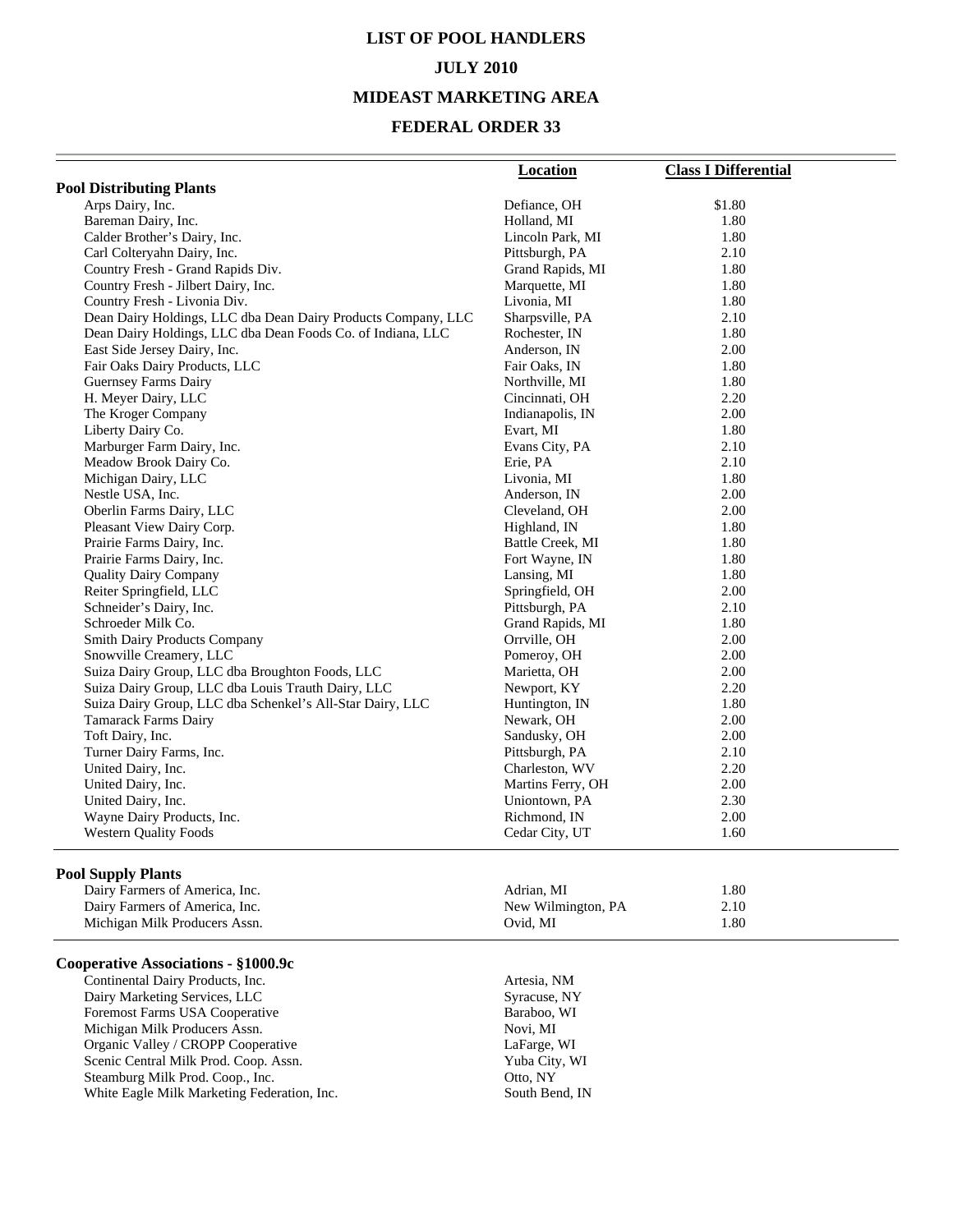# LIST OF POOL HANDLERS

## JULY 2010

## MIDEAST MARKETING AREA

## FEDERAL ORDER 33

| | Location | Class I Differential |
|---|---|---|
| **Pool Distributing Plants** | | |
| Arps Dairy, Inc. | Defiance, OH | $1.80 |
| Bareman Dairy, Inc. | Holland, MI | 1.80 |
| Calder Brother's Dairy, Inc. | Lincoln Park, MI | 1.80 |
| Carl Colteryahn Dairy, Inc. | Pittsburgh, PA | 2.10 |
| Country Fresh - Grand Rapids Div. | Grand Rapids, MI | 1.80 |
| Country Fresh - Jilbert Dairy, Inc. | Marquette, MI | 1.80 |
| Country Fresh - Livonia Div. | Livonia, MI | 1.80 |
| Dean Dairy Holdings, LLC dba Dean Dairy Products Company, LLC | Sharpsville, PA | 2.10 |
| Dean Dairy Holdings, LLC dba Dean Foods Co. of Indiana, LLC | Rochester, IN | 1.80 |
| East Side Jersey Dairy, Inc. | Anderson, IN | 2.00 |
| Fair Oaks Dairy Products, LLC | Fair Oaks, IN | 1.80 |
| Guernsey Farms Dairy | Northville, MI | 1.80 |
| H. Meyer Dairy, LLC | Cincinnati, OH | 2.20 |
| The Kroger Company | Indianapolis, IN | 2.00 |
| Liberty Dairy Co. | Evart, MI | 1.80 |
| Marburger Farm Dairy, Inc. | Evans City, PA | 2.10 |
| Meadow Brook Dairy Co. | Erie, PA | 2.10 |
| Michigan Dairy, LLC | Livonia, MI | 1.80 |
| Nestle USA, Inc. | Anderson, IN | 2.00 |
| Oberlin Farms Dairy, LLC | Cleveland, OH | 2.00 |
| Pleasant View Dairy Corp. | Highland, IN | 1.80 |
| Prairie Farms Dairy, Inc. | Battle Creek, MI | 1.80 |
| Prairie Farms Dairy, Inc. | Fort Wayne, IN | 1.80 |
| Quality Dairy Company | Lansing, MI | 1.80 |
| Reiter Springfield, LLC | Springfield, OH | 2.00 |
| Schneider's Dairy, Inc. | Pittsburgh, PA | 2.10 |
| Schroeder Milk Co. | Grand Rapids, MI | 1.80 |
| Smith Dairy Products Company | Orrville, OH | 2.00 |
| Snowville Creamery, LLC | Pomeroy, OH | 2.00 |
| Suiza Dairy Group, LLC dba Broughton Foods, LLC | Marietta, OH | 2.00 |
| Suiza Dairy Group, LLC dba Louis Trauth Dairy, LLC | Newport, KY | 2.20 |
| Suiza Dairy Group, LLC dba Schenkel's All-Star Dairy, LLC | Huntington, IN | 1.80 |
| Tamarack Farms Dairy | Newark, OH | 2.00 |
| Toft Dairy, Inc. | Sandusky, OH | 2.00 |
| Turner Dairy Farms, Inc. | Pittsburgh, PA | 2.10 |
| United Dairy, Inc. | Charleston, WV | 2.20 |
| United Dairy, Inc. | Martins Ferry, OH | 2.00 |
| United Dairy, Inc. | Uniontown, PA | 2.30 |
| Wayne Dairy Products, Inc. | Richmond, IN | 2.00 |
| Western Quality Foods | Cedar City, UT | 1.60 |
| **Pool Supply Plants** | | |
| Dairy Farmers of America, Inc. | Adrian, MI | 1.80 |
| Dairy Farmers of America, Inc. | New Wilmington, PA | 2.10 |
| Michigan Milk Producers Assn. | Ovid, MI | 1.80 |
| **Cooperative Associations - §1000.9c** | | |
| Continental Dairy Products, Inc. | Artesia, NM | |
| Dairy Marketing Services, LLC | Syracuse, NY | |
| Foremost Farms USA Cooperative | Baraboo, WI | |
| Michigan Milk Producers Assn. | Novi, MI | |
| Organic Valley / CROPP Cooperative | LaFarge, WI | |
| Scenic Central Milk Prod. Coop. Assn. | Yuba City, WI | |
| Steamburg Milk Prod. Coop., Inc. | Otto, NY | |
| White Eagle Milk Marketing Federation, Inc. | South Bend, IN | |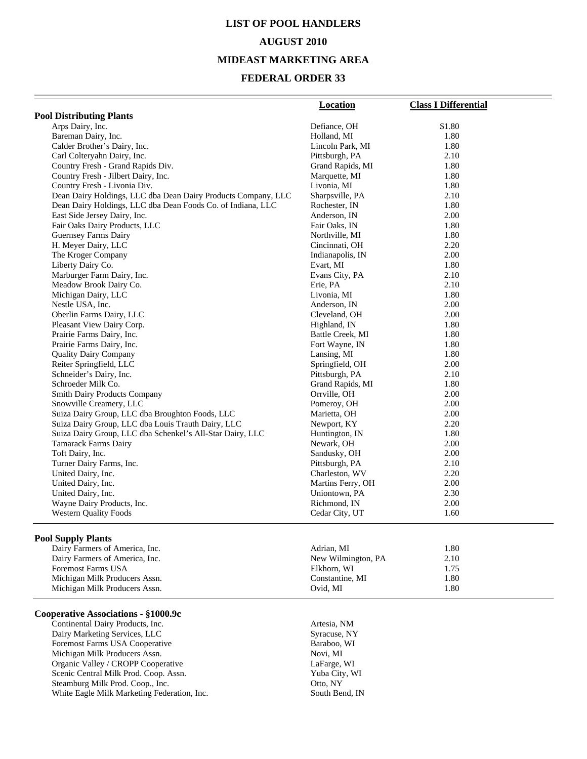# LIST OF POOL HANDLERS

## AUGUST 2010

## MIDEAST MARKETING AREA

## FEDERAL ORDER 33

| | Location | Class I Differential |
|---|---|---|
| **Pool Distributing Plants** | | |
| Arps Dairy, Inc. | Defiance, OH | $1.80 |
| Bareman Dairy, Inc. | Holland, MI | 1.80 |
| Calder Brother's Dairy, Inc. | Lincoln Park, MI | 1.80 |
| Carl Colteryahn Dairy, Inc. | Pittsburgh, PA | 2.10 |
| Country Fresh - Grand Rapids Div. | Grand Rapids, MI | 1.80 |
| Country Fresh - Jilbert Dairy, Inc. | Marquette, MI | 1.80 |
| Country Fresh - Livonia Div. | Livonia, MI | 1.80 |
| Dean Dairy Holdings, LLC dba Dean Dairy Products Company, LLC | Sharpsville, PA | 2.10 |
| Dean Dairy Holdings, LLC dba Dean Foods Co. of Indiana, LLC | Rochester, IN | 1.80 |
| East Side Jersey Dairy, Inc. | Anderson, IN | 2.00 |
| Fair Oaks Dairy Products, LLC | Fair Oaks, IN | 1.80 |
| Guernsey Farms Dairy | Northville, MI | 1.80 |
| H. Meyer Dairy, LLC | Cincinnati, OH | 2.20 |
| The Kroger Company | Indianapolis, IN | 2.00 |
| Liberty Dairy Co. | Evart, MI | 1.80 |
| Marburger Farm Dairy, Inc. | Evans City, PA | 2.10 |
| Meadow Brook Dairy Co. | Erie, PA | 2.10 |
| Michigan Dairy, LLC | Livonia, MI | 1.80 |
| Nestle USA, Inc. | Anderson, IN | 2.00 |
| Oberlin Farms Dairy, LLC | Cleveland, OH | 2.00 |
| Pleasant View Dairy Corp. | Highland, IN | 1.80 |
| Prairie Farms Dairy, Inc. | Battle Creek, MI | 1.80 |
| Prairie Farms Dairy, Inc. | Fort Wayne, IN | 1.80 |
| Quality Dairy Company | Lansing, MI | 1.80 |
| Reiter Springfield, LLC | Springfield, OH | 2.00 |
| Schneider's Dairy, Inc. | Pittsburgh, PA | 2.10 |
| Schroeder Milk Co. | Grand Rapids, MI | 1.80 |
| Smith Dairy Products Company | Orrville, OH | 2.00 |
| Snowville Creamery, LLC | Pomeroy, OH | 2.00 |
| Suiza Dairy Group, LLC dba Broughton Foods, LLC | Marietta, OH | 2.00 |
| Suiza Dairy Group, LLC dba Louis Trauth Dairy, LLC | Newport, KY | 2.20 |
| Suiza Dairy Group, LLC dba Schenkel's All-Star Dairy, LLC | Huntington, IN | 1.80 |
| Tamarack Farms Dairy | Newark, OH | 2.00 |
| Toft Dairy, Inc. | Sandusky, OH | 2.00 |
| Turner Dairy Farms, Inc. | Pittsburgh, PA | 2.10 |
| United Dairy, Inc. | Charleston, WV | 2.20 |
| United Dairy, Inc. | Martins Ferry, OH | 2.00 |
| United Dairy, Inc. | Uniontown, PA | 2.30 |
| Wayne Dairy Products, Inc. | Richmond, IN | 2.00 |
| Western Quality Foods | Cedar City, UT | 1.60 |
| **Pool Supply Plants** | | |
| Dairy Farmers of America, Inc. | Adrian, MI | 1.80 |
| Dairy Farmers of America, Inc. | New Wilmington, PA | 2.10 |
| Foremost Farms USA | Elkhorn, WI | 1.75 |
| Michigan Milk Producers Assn. | Constantine, MI | 1.80 |
| Michigan Milk Producers Assn. | Ovid, MI | 1.80 |
| **Cooperative Associations - §1000.9c** | | |
| Continental Dairy Products, Inc. | Artesia, NM | |
| Dairy Marketing Services, LLC | Syracuse, NY | |
| Foremost Farms USA Cooperative | Baraboo, WI | |
| Michigan Milk Producers Assn. | Novi, MI | |
| Organic Valley / CROPP Cooperative | LaFarge, WI | |
| Scenic Central Milk Prod. Coop. Assn. | Yuba City, WI | |
| Steamburg Milk Prod. Coop., Inc. | Otto, NY | |
| White Eagle Milk Marketing Federation, Inc. | South Bend, IN | |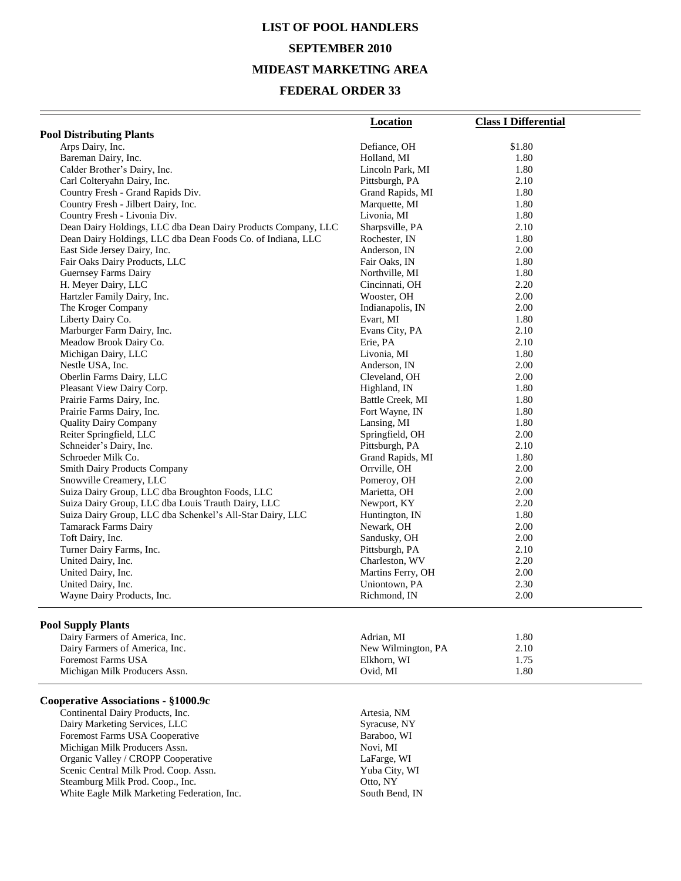# LIST OF POOL HANDLERS

## SEPTEMBER 2010

## MIDEAST MARKETING AREA

## FEDERAL ORDER 33

| | Location | Class I Differential |
|---|---|---|
| **Pool Distributing Plants** | | |
| Arps Dairy, Inc. | Defiance, OH | $1.80 |
| Bareman Dairy, Inc. | Holland, MI | 1.80 |
| Calder Brother's Dairy, Inc. | Lincoln Park, MI | 1.80 |
| Carl Colteryahn Dairy, Inc. | Pittsburgh, PA | 2.10 |
| Country Fresh - Grand Rapids Div. | Grand Rapids, MI | 1.80 |
| Country Fresh - Jilbert Dairy, Inc. | Marquette, MI | 1.80 |
| Country Fresh - Livonia Div. | Livonia, MI | 1.80 |
| Dean Dairy Holdings, LLC dba Dean Dairy Products Company, LLC | Sharpsville, PA | 2.10 |
| Dean Dairy Holdings, LLC dba Dean Foods Co. of Indiana, LLC | Rochester, IN | 1.80 |
| East Side Jersey Dairy, Inc. | Anderson, IN | 2.00 |
| Fair Oaks Dairy Products, LLC | Fair Oaks, IN | 1.80 |
| Guernsey Farms Dairy | Northville, MI | 1.80 |
| H. Meyer Dairy, LLC | Cincinnati, OH | 2.20 |
| Hartzler Family Dairy, Inc. | Wooster, OH | 2.00 |
| The Kroger Company | Indianapolis, IN | 2.00 |
| Liberty Dairy Co. | Evart, MI | 1.80 |
| Marburger Farm Dairy, Inc. | Evans City, PA | 2.10 |
| Meadow Brook Dairy Co. | Erie, PA | 2.10 |
| Michigan Dairy, LLC | Livonia, MI | 1.80 |
| Nestle USA, Inc. | Anderson, IN | 2.00 |
| Oberlin Farms Dairy, LLC | Cleveland, OH | 2.00 |
| Pleasant View Dairy Corp. | Highland, IN | 1.80 |
| Prairie Farms Dairy, Inc. | Battle Creek, MI | 1.80 |
| Prairie Farms Dairy, Inc. | Fort Wayne, IN | 1.80 |
| Quality Dairy Company | Lansing, MI | 1.80 |
| Reiter Springfield, LLC | Springfield, OH | 2.00 |
| Schneider's Dairy, Inc. | Pittsburgh, PA | 2.10 |
| Schroeder Milk Co. | Grand Rapids, MI | 1.80 |
| Smith Dairy Products Company | Orrville, OH | 2.00 |
| Snowville Creamery, LLC | Pomeroy, OH | 2.00 |
| Suiza Dairy Group, LLC dba Broughton Foods, LLC | Marietta, OH | 2.00 |
| Suiza Dairy Group, LLC dba Louis Trauth Dairy, LLC | Newport, KY | 2.20 |
| Suiza Dairy Group, LLC dba Schenkel's All-Star Dairy, LLC | Huntington, IN | 1.80 |
| Tamarack Farms Dairy | Newark, OH | 2.00 |
| Toft Dairy, Inc. | Sandusky, OH | 2.00 |
| Turner Dairy Farms, Inc. | Pittsburgh, PA | 2.10 |
| United Dairy, Inc. | Charleston, WV | 2.20 |
| United Dairy, Inc. | Martins Ferry, OH | 2.00 |
| United Dairy, Inc. | Uniontown, PA | 2.30 |
| Wayne Dairy Products, Inc. | Richmond, IN | 2.00 |
| **Pool Supply Plants** | | |
| Dairy Farmers of America, Inc. | Adrian, MI | 1.80 |
| Dairy Farmers of America, Inc. | New Wilmington, PA | 2.10 |
| Foremost Farms USA | Elkhorn, WI | 1.75 |
| Michigan Milk Producers Assn. | Ovid, MI | 1.80 |
| **Cooperative Associations - §1000.9c** | | |
| Continental Dairy Products, Inc. | Artesia, NM | |
| Dairy Marketing Services, LLC | Syracuse, NY | |
| Foremost Farms USA Cooperative | Baraboo, WI | |
| Michigan Milk Producers Assn. | Novi, MI | |
| Organic Valley / CROPP Cooperative | LaFarge, WI | |
| Scenic Central Milk Prod. Coop. Assn. | Yuba City, WI | |
| Steamburg Milk Prod. Coop., Inc. | Otto, NY | |
| White Eagle Milk Marketing Federation, Inc. | South Bend, IN | |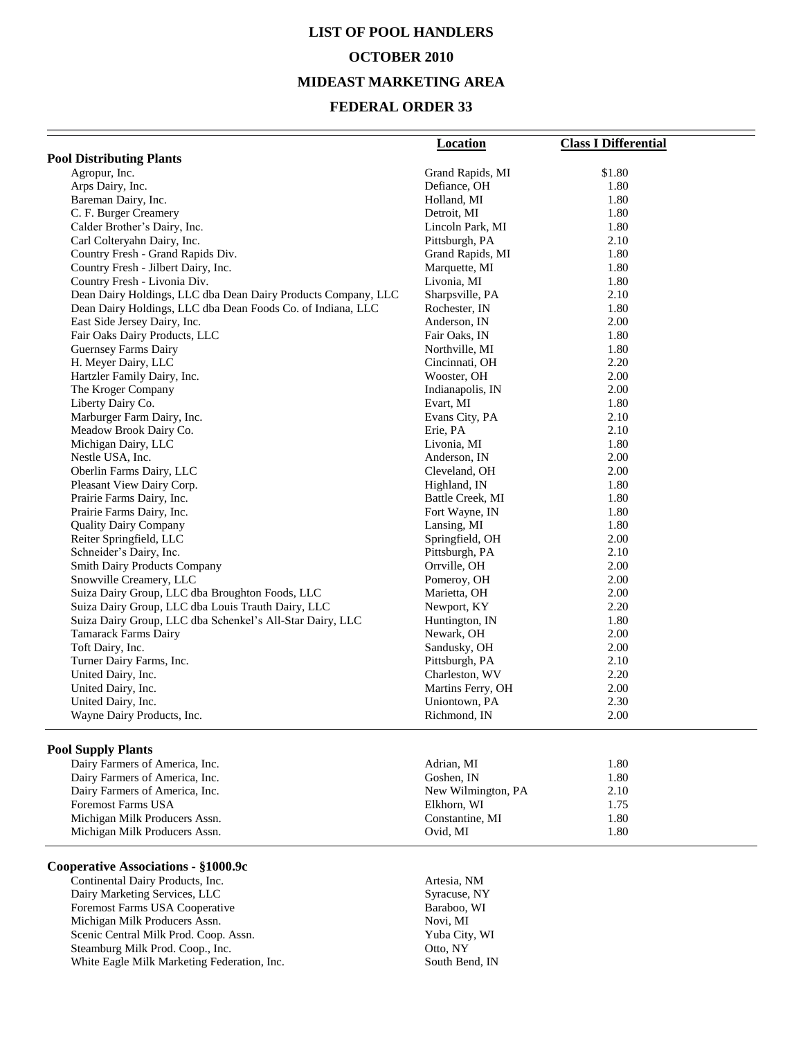# LIST OF POOL HANDLERS

## OCTOBER 2010

## MIDEAST MARKETING AREA

## FEDERAL ORDER 33

| | Location | Class I Differential |
|---|---|---|
| **Pool Distributing Plants** | | |
| Agropur, Inc. | Grand Rapids, MI | $1.80 |
| Arps Dairy, Inc. | Defiance, OH | 1.80 |
| Bareman Dairy, Inc. | Holland, MI | 1.80 |
| C. F. Burger Creamery | Detroit, MI | 1.80 |
| Calder Brother's Dairy, Inc. | Lincoln Park, MI | 1.80 |
| Carl Colteryahn Dairy, Inc. | Pittsburgh, PA | 2.10 |
| Country Fresh - Grand Rapids Div. | Grand Rapids, MI | 1.80 |
| Country Fresh - Jilbert Dairy, Inc. | Marquette, MI | 1.80 |
| Country Fresh - Livonia Div. | Livonia, MI | 1.80 |
| Dean Dairy Holdings, LLC dba Dean Dairy Products Company, LLC | Sharpsville, PA | 2.10 |
| Dean Dairy Holdings, LLC dba Dean Foods Co. of Indiana, LLC | Rochester, IN | 1.80 |
| East Side Jersey Dairy, Inc. | Anderson, IN | 2.00 |
| Fair Oaks Dairy Products, LLC | Fair Oaks, IN | 1.80 |
| Guernsey Farms Dairy | Northville, MI | 1.80 |
| H. Meyer Dairy, LLC | Cincinnati, OH | 2.20 |
| Hartzler Family Dairy, Inc. | Wooster, OH | 2.00 |
| The Kroger Company | Indianapolis, IN | 2.00 |
| Liberty Dairy Co. | Evart, MI | 1.80 |
| Marburger Farm Dairy, Inc. | Evans City, PA | 2.10 |
| Meadow Brook Dairy Co. | Erie, PA | 2.10 |
| Michigan Dairy, LLC | Livonia, MI | 1.80 |
| Nestle USA, Inc. | Anderson, IN | 2.00 |
| Oberlin Farms Dairy, LLC | Cleveland, OH | 2.00 |
| Pleasant View Dairy Corp. | Highland, IN | 1.80 |
| Prairie Farms Dairy, Inc. | Battle Creek, MI | 1.80 |
| Prairie Farms Dairy, Inc. | Fort Wayne, IN | 1.80 |
| Quality Dairy Company | Lansing, MI | 1.80 |
| Reiter Springfield, LLC | Springfield, OH | 2.00 |
| Schneider's Dairy, Inc. | Pittsburgh, PA | 2.10 |
| Smith Dairy Products Company | Orrville, OH | 2.00 |
| Snowville Creamery, LLC | Pomeroy, OH | 2.00 |
| Suiza Dairy Group, LLC dba Broughton Foods, LLC | Marietta, OH | 2.00 |
| Suiza Dairy Group, LLC dba Louis Trauth Dairy, LLC | Newport, KY | 2.20 |
| Suiza Dairy Group, LLC dba Schenkel's All-Star Dairy, LLC | Huntington, IN | 1.80 |
| Tamarack Farms Dairy | Newark, OH | 2.00 |
| Toft Dairy, Inc. | Sandusky, OH | 2.00 |
| Turner Dairy Farms, Inc. | Pittsburgh, PA | 2.10 |
| United Dairy, Inc. | Charleston, WV | 2.20 |
| United Dairy, Inc. | Martins Ferry, OH | 2.00 |
| United Dairy, Inc. | Uniontown, PA | 2.30 |
| Wayne Dairy Products, Inc. | Richmond, IN | 2.00 |
| **Pool Supply Plants** | | |
| Dairy Farmers of America, Inc. | Adrian, MI | 1.80 |
| Dairy Farmers of America, Inc. | Goshen, IN | 1.80 |
| Dairy Farmers of America, Inc. | New Wilmington, PA | 2.10 |
| Foremost Farms USA | Elkhorn, WI | 1.75 |
| Michigan Milk Producers Assn. | Constantine, MI | 1.80 |
| Michigan Milk Producers Assn. | Ovid, MI | 1.80 |
| **Cooperative Associations - §1000.9c** | | |
| Continental Dairy Products, Inc. | Artesia, NM | |
| Dairy Marketing Services, LLC | Syracuse, NY | |
| Foremost Farms USA Cooperative | Baraboo, WI | |
| Michigan Milk Producers Assn. | Novi, MI | |
| Scenic Central Milk Prod. Coop. Assn. | Yuba City, WI | |
| Steamburg Milk Prod. Coop., Inc. | Otto, NY | |
| White Eagle Milk Marketing Federation, Inc. | South Bend, IN | |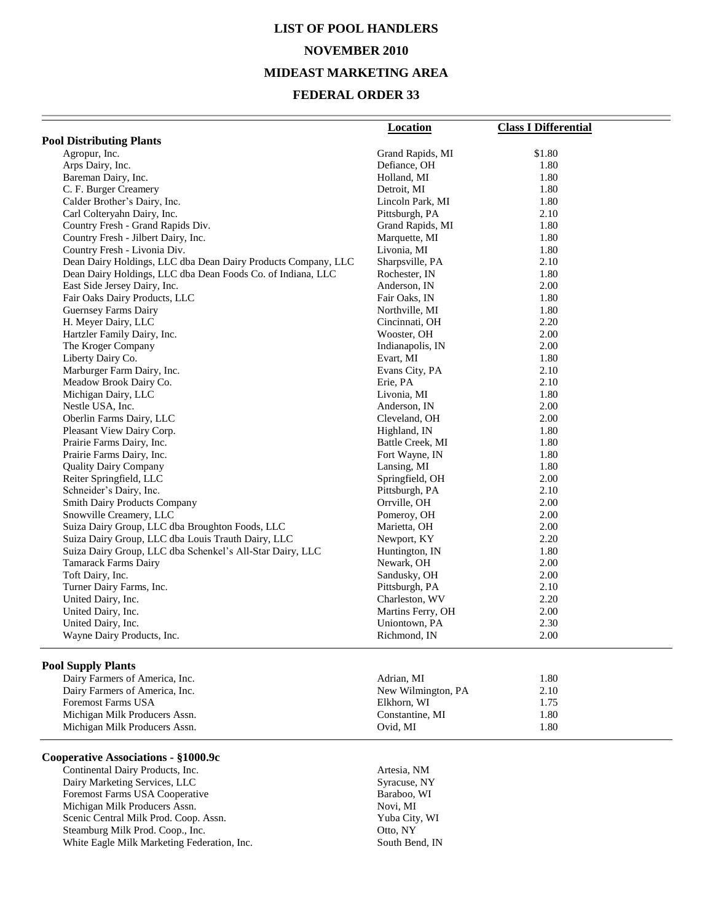# LIST OF POOL HANDLERS

## NOVEMBER 2010

## MIDEAST MARKETING AREA

## FEDERAL ORDER 33

| | Location | Class I Differential |
|---|---|---|
| **Pool Distributing Plants** | | |
| Agropur, Inc. | Grand Rapids, MI | $1.80 |
| Arps Dairy, Inc. | Defiance, OH | 1.80 |
| Bareman Dairy, Inc. | Holland, MI | 1.80 |
| C. F. Burger Creamery | Detroit, MI | 1.80 |
| Calder Brother's Dairy, Inc. | Lincoln Park, MI | 1.80 |
| Carl Colteryahn Dairy, Inc. | Pittsburgh, PA | 2.10 |
| Country Fresh - Grand Rapids Div. | Grand Rapids, MI | 1.80 |
| Country Fresh - Jilbert Dairy, Inc. | Marquette, MI | 1.80 |
| Country Fresh - Livonia Div. | Livonia, MI | 1.80 |
| Dean Dairy Holdings, LLC dba Dean Dairy Products Company, LLC | Sharpsville, PA | 2.10 |
| Dean Dairy Holdings, LLC dba Dean Foods Co. of Indiana, LLC | Rochester, IN | 1.80 |
| East Side Jersey Dairy, Inc. | Anderson, IN | 2.00 |
| Fair Oaks Dairy Products, LLC | Fair Oaks, IN | 1.80 |
| Guernsey Farms Dairy | Northville, MI | 1.80 |
| H. Meyer Dairy, LLC | Cincinnati, OH | 2.20 |
| Hartzler Family Dairy, Inc. | Wooster, OH | 2.00 |
| The Kroger Company | Indianapolis, IN | 2.00 |
| Liberty Dairy Co. | Evart, MI | 1.80 |
| Marburger Farm Dairy, Inc. | Evans City, PA | 2.10 |
| Meadow Brook Dairy Co. | Erie, PA | 2.10 |
| Michigan Dairy, LLC | Livonia, MI | 1.80 |
| Nestle USA, Inc. | Anderson, IN | 2.00 |
| Oberlin Farms Dairy, LLC | Cleveland, OH | 2.00 |
| Pleasant View Dairy Corp. | Highland, IN | 1.80 |
| Prairie Farms Dairy, Inc. | Battle Creek, MI | 1.80 |
| Prairie Farms Dairy, Inc. | Fort Wayne, IN | 1.80 |
| Quality Dairy Company | Lansing, MI | 1.80 |
| Reiter Springfield, LLC | Springfield, OH | 2.00 |
| Schneider's Dairy, Inc. | Pittsburgh, PA | 2.10 |
| Smith Dairy Products Company | Orrville, OH | 2.00 |
| Snowville Creamery, LLC | Pomeroy, OH | 2.00 |
| Suiza Dairy Group, LLC dba Broughton Foods, LLC | Marietta, OH | 2.00 |
| Suiza Dairy Group, LLC dba Louis Trauth Dairy, LLC | Newport, KY | 2.20 |
| Suiza Dairy Group, LLC dba Schenkel's All-Star Dairy, LLC | Huntington, IN | 1.80 |
| Tamarack Farms Dairy | Newark, OH | 2.00 |
| Toft Dairy, Inc. | Sandusky, OH | 2.00 |
| Turner Dairy Farms, Inc. | Pittsburgh, PA | 2.10 |
| United Dairy, Inc. | Charleston, WV | 2.20 |
| United Dairy, Inc. | Martins Ferry, OH | 2.00 |
| United Dairy, Inc. | Uniontown, PA | 2.30 |
| Wayne Dairy Products, Inc. | Richmond, IN | 2.00 |
| **Pool Supply Plants** | | |
| Dairy Farmers of America, Inc. | Adrian, MI | 1.80 |
| Dairy Farmers of America, Inc. | New Wilmington, PA | 2.10 |
| Foremost Farms USA | Elkhorn, WI | 1.75 |
| Michigan Milk Producers Assn. | Constantine, MI | 1.80 |
| Michigan Milk Producers Assn. | Ovid, MI | 1.80 |
| **Cooperative Associations - §1000.9c** | | |
| Continental Dairy Products, Inc. | Artesia, NM | |
| Dairy Marketing Services, LLC | Syracuse, NY | |
| Foremost Farms USA Cooperative | Baraboo, WI | |
| Michigan Milk Producers Assn. | Novi, MI | |
| Scenic Central Milk Prod. Coop. Assn. | Yuba City, WI | |
| Steamburg Milk Prod. Coop., Inc. | Otto, NY | |
| White Eagle Milk Marketing Federation, Inc. | South Bend, IN | |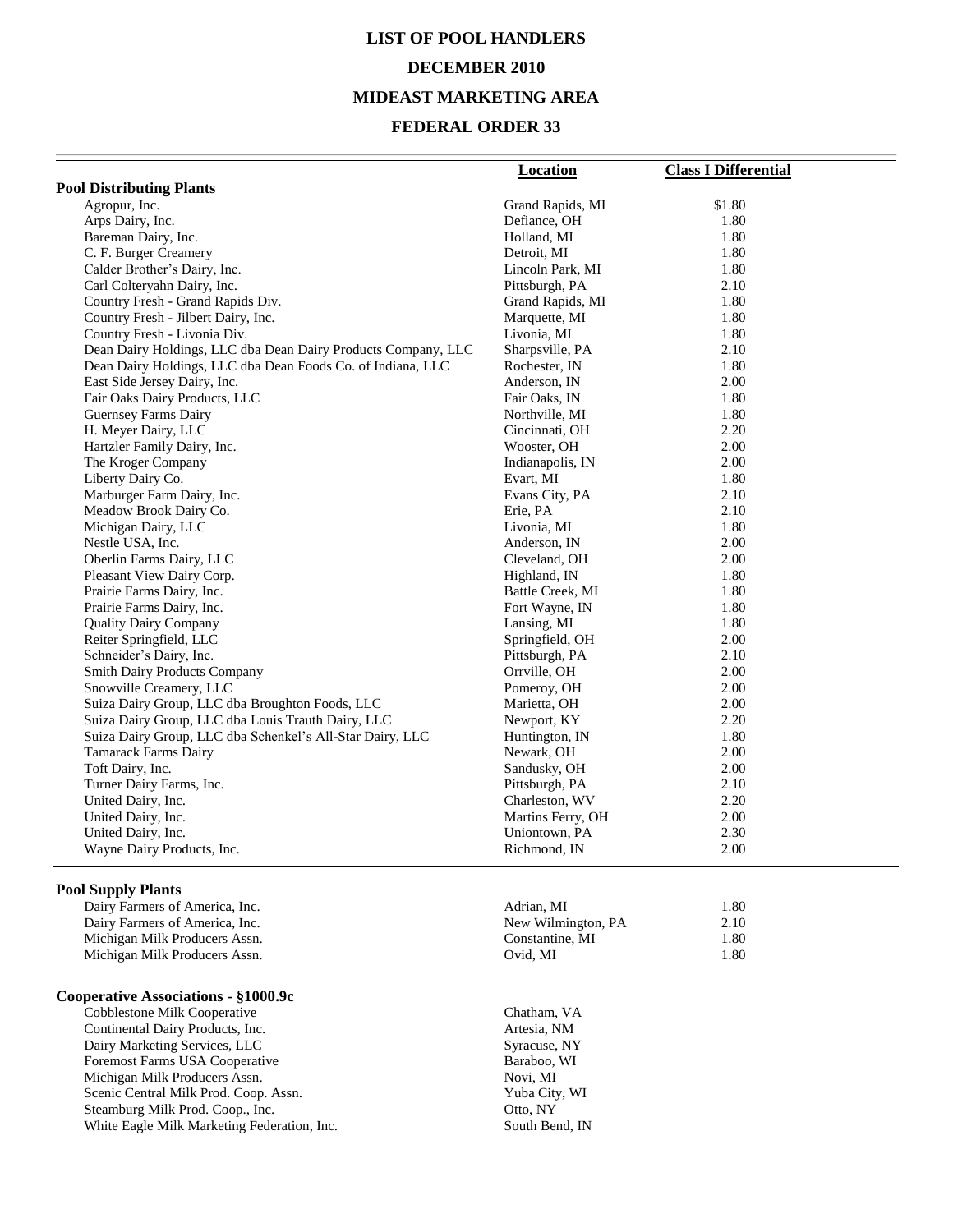# LIST OF POOL HANDLERS

## DECEMBER 2010

## MIDEAST MARKETING AREA

## FEDERAL ORDER 33

| | Location | Class I Differential |
|---|---|---|
| **Pool Distributing Plants** | | |
| Agropur, Inc. | Grand Rapids, MI | $1.80 |
| Arps Dairy, Inc. | Defiance, OH | 1.80 |
| Bareman Dairy, Inc. | Holland, MI | 1.80 |
| C. F. Burger Creamery | Detroit, MI | 1.80 |
| Calder Brother's Dairy, Inc. | Lincoln Park, MI | 1.80 |
| Carl Colteryahn Dairy, Inc. | Pittsburgh, PA | 2.10 |
| Country Fresh - Grand Rapids Div. | Grand Rapids, MI | 1.80 |
| Country Fresh - Jilbert Dairy, Inc. | Marquette, MI | 1.80 |
| Country Fresh - Livonia Div. | Livonia, MI | 1.80 |
| Dean Dairy Holdings, LLC dba Dean Dairy Products Company, LLC | Sharpsville, PA | 2.10 |
| Dean Dairy Holdings, LLC dba Dean Foods Co. of Indiana, LLC | Rochester, IN | 1.80 |
| East Side Jersey Dairy, Inc. | Anderson, IN | 2.00 |
| Fair Oaks Dairy Products, LLC | Fair Oaks, IN | 1.80 |
| Guernsey Farms Dairy | Northville, MI | 1.80 |
| H. Meyer Dairy, LLC | Cincinnati, OH | 2.20 |
| Hartzler Family Dairy, Inc. | Wooster, OH | 2.00 |
| The Kroger Company | Indianapolis, IN | 2.00 |
| Liberty Dairy Co. | Evart, MI | 1.80 |
| Marburger Farm Dairy, Inc. | Evans City, PA | 2.10 |
| Meadow Brook Dairy Co. | Erie, PA | 2.10 |
| Michigan Dairy, LLC | Livonia, MI | 1.80 |
| Nestle USA, Inc. | Anderson, IN | 2.00 |
| Oberlin Farms Dairy, LLC | Cleveland, OH | 2.00 |
| Pleasant View Dairy Corp. | Highland, IN | 1.80 |
| Prairie Farms Dairy, Inc. | Battle Creek, MI | 1.80 |
| Prairie Farms Dairy, Inc. | Fort Wayne, IN | 1.80 |
| Quality Dairy Company | Lansing, MI | 1.80 |
| Reiter Springfield, LLC | Springfield, OH | 2.00 |
| Schneider's Dairy, Inc. | Pittsburgh, PA | 2.10 |
| Smith Dairy Products Company | Orrville, OH | 2.00 |
| Snowville Creamery, LLC | Pomeroy, OH | 2.00 |
| Suiza Dairy Group, LLC dba Broughton Foods, LLC | Marietta, OH | 2.00 |
| Suiza Dairy Group, LLC dba Louis Trauth Dairy, LLC | Newport, KY | 2.20 |
| Suiza Dairy Group, LLC dba Schenkel's All-Star Dairy, LLC | Huntington, IN | 1.80 |
| Tamarack Farms Dairy | Newark, OH | 2.00 |
| Toft Dairy, Inc. | Sandusky, OH | 2.00 |
| Turner Dairy Farms, Inc. | Pittsburgh, PA | 2.10 |
| United Dairy, Inc. | Charleston, WV | 2.20 |
| United Dairy, Inc. | Martins Ferry, OH | 2.00 |
| United Dairy, Inc. | Uniontown, PA | 2.30 |
| Wayne Dairy Products, Inc. | Richmond, IN | 2.00 |
| **Pool Supply Plants** | | |
| Dairy Farmers of America, Inc. | Adrian, MI | 1.80 |
| Dairy Farmers of America, Inc. | New Wilmington, PA | 2.10 |
| Michigan Milk Producers Assn. | Constantine, MI | 1.80 |
| Michigan Milk Producers Assn. | Ovid, MI | 1.80 |
| **Cooperative Associations - §1000.9c** | | |
| Cobblestone Milk Cooperative | Chatham, VA | |
| Continental Dairy Products, Inc. | Artesia, NM | |
| Dairy Marketing Services, LLC | Syracuse, NY | |
| Foremost Farms USA Cooperative | Baraboo, WI | |
| Michigan Milk Producers Assn. | Novi, MI | |
| Scenic Central Milk Prod. Coop. Assn. | Yuba City, WI | |
| Steamburg Milk Prod. Coop., Inc. | Otto, NY | |
| White Eagle Milk Marketing Federation, Inc. | South Bend, IN | |